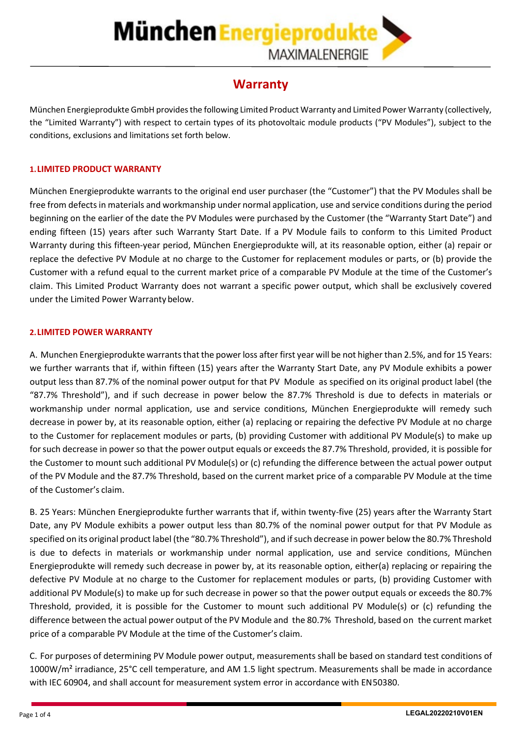# Warranty

München Energieprodukte GmbH provides the following Limited Product Warranty and Limited Power Warranty (collectively, the "Limited Warranty") with respect to certain types of its photovoltaic module products ("PV Modules"), subject to the conditions, exclusions and limitations set forth below.

## 1. LIMITED PRODUCT WARRANTY

München Energieprodukte warrants to the original end user purchaser (the "Customer") that the PV Modules shall be free from defects in materials and workmanship under normal application, use and service conditions during the period beginning on the earlier of the date the PV Modules were purchased by the Customer (the "Warranty Start Date") and ending fifteen (15) years after such Warranty Start Date. If a PV Module fails to conform to this Limited Product Warranty during this fifteen-year period, München Energieprodukte will, at its reasonable option, either (a) repair or replace the defective PV Module at no charge to the Customer for replacement modules or parts, or (b) provide the Customer with a refund equal to the current market price of a comparable PV Module at the time of the Customer's claim. This Limited Product Warranty does not warrant a specific power output, which shall be exclusively covered under the Limited Power Warranty below.

## 2. LIMITED POWER WARRANTY

A. Munchen Energieprodukte warrants that the power loss after first year will be not higher than 2.5%, and for 15 Years: we further warrants that if, within fifteen (15) years after the Warranty Start Date, any PV Module exhibits a power output less than 87.7% of the nominal power output for that PV Module as specified on its original product label (the "87.7% Threshold"), and if such decrease in power below the 87.7% Threshold is due to defects in materials or workmanship under normal application, use and service conditions, München Energieprodukte will remedy such decrease in power by, at its reasonable option, either (a) replacing or repairing the defective PV Module at no charge to the Customer for replacement modules or parts, (b) providing Customer with additional PV Module(s) to make up for such decrease in power so that the power output equals or exceeds the 87.7% Threshold, provided, it is possible for the Customer to mount such additional PV Module(s) or (c) refunding the difference between the actual power output of the PV Module and the 87.7% Threshold, based on the current market price of a comparable PV Module at the time of the Customer's claim.

B. 25 Years: München Energieprodukte further warrants that if, within twenty-five (25) years after the Warranty Start Date, any PV Module exhibits a power output less than 80.7% of the nominal power output for that PV Module as specified on its original product label (the "80.7% Threshold"), and if such decrease in power below the 80.7% Threshold is due to defects in materials or workmanship under normal application, use and service conditions, München Energieprodukte will remedy such decrease in power by, at its reasonable option, either(a) replacing or repairing the defective PV Module at no charge to the Customer for replacement modules or parts, (b) providing Customer with additional PV Module(s) to make up for such decrease in power so that the power output equals or exceeds the 80.7% Threshold, provided, it is possible for the Customer to mount such additional PV Module(s) or (c) refunding the difference between the actual power output of the PV Module and the 80.7% Threshold, based on the current market price of a comparable PV Module at the time of the Customer's claim.

C. For purposes of determining PV Module power output, measurements shall be based on standard test conditions of 1000W/m² irradiance, 25°C cell temperature, and AM 1.5 light spectrum. Measurements shall be made in accordance with IEC 60904, and shall account for measurement system error in accordance with EN50380.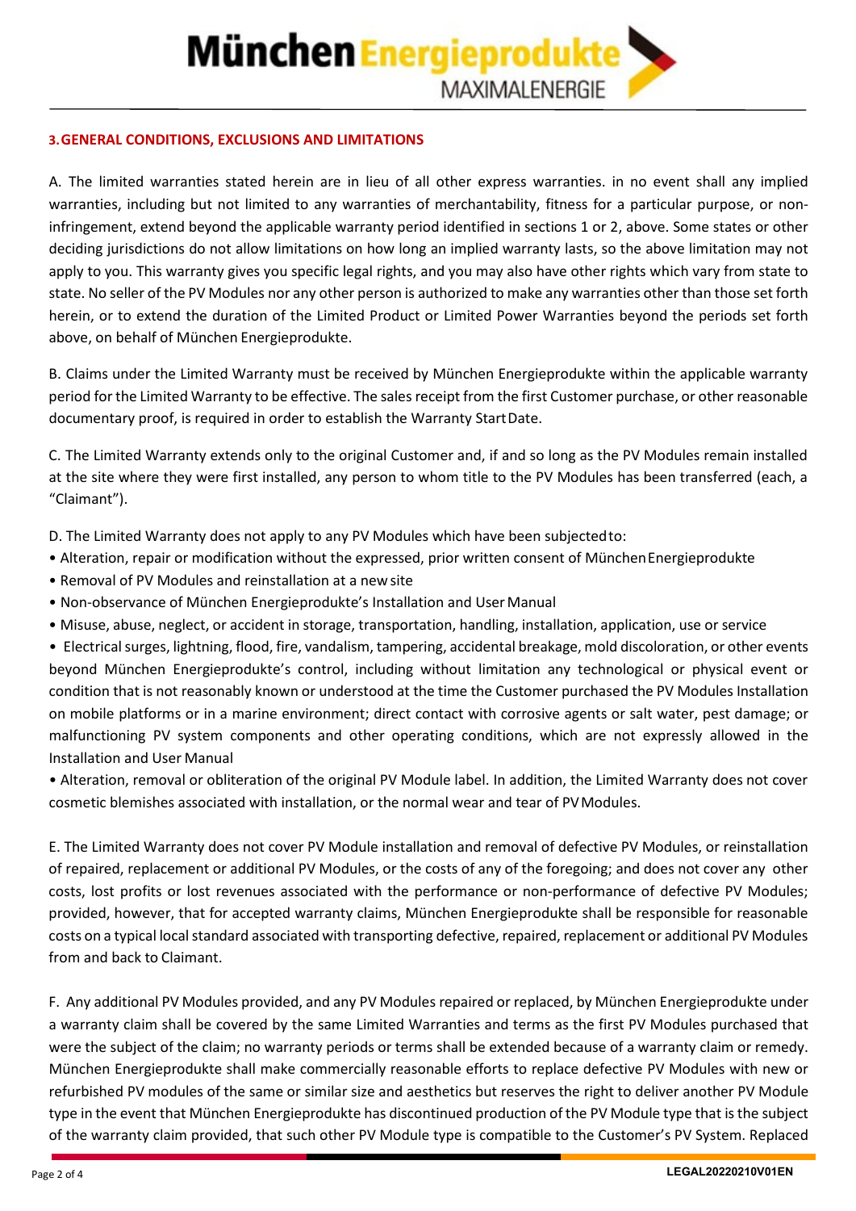## 3. GENERAL CONDITIONS, EXCLUSIONS AND LIMITATIONS

A. The limited warranties stated herein are in lieu of all other express warranties. in no event shall any implied warranties, including but not limited to any warranties of merchantability, fitness for a particular purpose, or non-infringement, extend beyond the applicable warranty period identified in sections 1 or 2, above. Some states or other deciding jurisdictions do not allow limitations on how long an implied warranty lasts, so the above limitation may not apply to you. This warranty gives you specific legal rights, and you may also have other rights which vary from state to state. No seller of the PV Modules nor any other person is authorized to make any warranties other than those set forth herein, or to extend the duration of the Limited Product or Limited Power Warranties beyond the periods set forth above, on behalf of München Energieprodukte.

B. Claims under the Limited Warranty must be received by München Energieprodukte within the applicable warranty period for the Limited Warranty to be effective. The sales receipt from the first Customer purchase, or other reasonable documentary proof, is required in order to establish the Warranty Start Date.

C. The Limited Warranty extends only to the original Customer and, if and so long as the PV Modules remain installed at the site where they were first installed, any person to whom title to the PV Modules has been transferred (each, a "Claimant").

D. The Limited Warranty does not apply to any PV Modules which have been subjected to:

- Alteration, repair or modification without the expressed, prior written consent of München Energieprodukte
- Removal of PV Modules and reinstallation at a new site
- Non-observance of München Energieprodukte's Installation and User Manual
- Misuse, abuse, neglect, or accident in storage, transportation, handling, installation, application, use or service
- Electrical surges, lightning, flood, fire, vandalism, tampering, accidental breakage, mold discoloration, or other events beyond München Energieprodukte's control, including without limitation any technological or physical event or condition that is not reasonably known or understood at the time the Customer purchased the PV Modules Installation on mobile platforms or in a marine environment; direct contact with corrosive agents or salt water, pest damage; or malfunctioning PV system components and other operating conditions, which are not expressly allowed in the Installation and User Manual
- Alteration, removal or obliteration of the original PV Module label. In addition, the Limited Warranty does not cover cosmetic blemishes associated with installation, or the normal wear and tear of PV Modules.

E. The Limited Warranty does not cover PV Module installation and removal of defective PV Modules, or reinstallation of repaired, replacement or additional PV Modules, or the costs of any of the foregoing; and does not cover any other costs, lost profits or lost revenues associated with the performance or non-performance of defective PV Modules; provided, however, that for accepted warranty claims, München Energieprodukte shall be responsible for reasonable costs on a typical local standard associated with transporting defective, repaired, replacement or additional PV Modules from and back to Claimant.

F. Any additional PV Modules provided, and any PV Modules repaired or replaced, by München Energieprodukte under a warranty claim shall be covered by the same Limited Warranties and terms as the first PV Modules purchased that were the subject of the claim; no warranty periods or terms shall be extended because of a warranty claim or remedy. München Energieprodukte shall make commercially reasonable efforts to replace defective PV Modules with new or refurbished PV modules of the same or similar size and aesthetics but reserves the right to deliver another PV Module type in the event that München Energieprodukte has discontinued production of the PV Module type that is the subject of the warranty claim provided, that such other PV Module type is compatible to the Customer's PV System. Replaced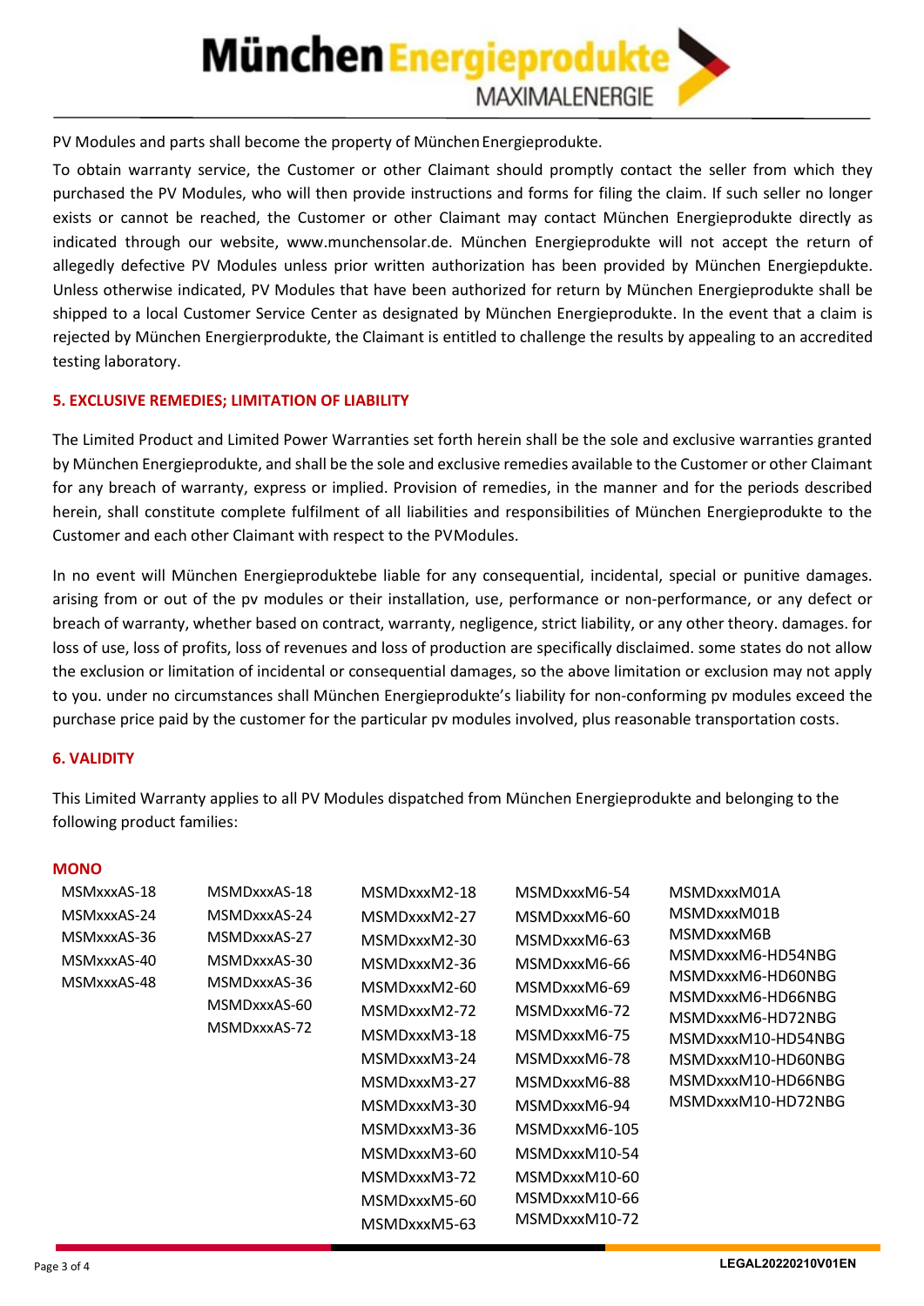PV Modules and parts shall become the property of München Energieprodukte.

To obtain warranty service, the Customer or other Claimant should promptly contact the seller from which they purchased the PV Modules, who will then provide instructions and forms for filing the claim. If such seller no longer exists or cannot be reached, the Customer or other Claimant may contact München Energieprodukte directly as indicated through our website, www.munchensolar.de. München Energieprodukte will not accept the return of allegedly defective PV Modules unless prior written authorization has been provided by München Energiepdukte. Unless otherwise indicated, PV Modules that have been authorized for return by München Energieprodukte shall be shipped to a local Customer Service Center as designated by München Energieprodukte. In the event that a claim is rejected by München Energierprodukte, the Claimant is entitled to challenge the results by appealing to an accredited testing laboratory.

### 5. EXCLUSIVE REMEDIES; LIMITATION OF LIABILITY

The Limited Product and Limited Power Warranties set forth herein shall be the sole and exclusive warranties granted by München Energieprodukte, and shall be the sole and exclusive remedies available to the Customer or other Claimant for any breach of warranty, express or implied. Provision of remedies, in the manner and for the periods described herein, shall constitute complete fulfilment of all liabilities and responsibilities of München Energieprodukte to the Customer and each other Claimant with respect to the PVModules.

In no event will München Energieproduktebe liable for any consequential, incidental, special or punitive damages. arising from or out of the pv modules or their installation, use, performance or non-performance, or any defect or breach of warranty, whether based on contract, warranty, negligence, strict liability, or any other theory. damages. for loss of use, loss of profits, loss of revenues and loss of production are specifically disclaimed. some states do not allow the exclusion or limitation of incidental or consequential damages, so the above limitation or exclusion may not apply to you. under no circumstances shall München Energieprodukte's liability for non-conforming pv modules exceed the purchase price paid by the customer for the particular pv modules involved, plus reasonable transportation costs.

### 6. VALIDITY

This Limited Warranty applies to all PV Modules dispatched from München Energieprodukte and belonging to the following product families:

**MONO**

| | | | | |
|---|---|---|---|---|
| MSMxxxAS-18 | MSMDxxxAS-18 | MSMDxxxM2-18 | MSMDxxxM6-54 | MSMDxxxM01A |
| MSMxxxAS-24 | MSMDxxxAS-24 | MSMDxxxM2-27 | MSMDxxxM6-60 | MSMDxxxM01B |
| MSMxxxAS-36 | MSMDxxxAS-27 | MSMDxxxM2-30 | MSMDxxxM6-63 | MSMDxxxM6B |
| MSMxxxAS-40 | MSMDxxxAS-30 | MSMDxxxM2-36 | MSMDxxxM6-66 | MSMDxxxM6-HD54NBG |
| MSMxxxAS-48 | MSMDxxxAS-36 | MSMDxxxM2-60 | MSMDxxxM6-69 | MSMDxxxM6-HD60NBG |
| | MSMDxxxAS-60 | MSMDxxxM2-72 | MSMDxxxM6-72 | MSMDxxxM6-HD66NBG |
| | MSMDxxxAS-72 | MSMDxxxM3-18 | MSMDxxxM6-75 | MSMDxxxM6-HD72NBG |
| | | MSMDxxxM3-24 | MSMDxxxM6-78 | MSMDxxxM10-HD54NBG |
| | | MSMDxxxM3-27 | MSMDxxxM6-88 | MSMDxxxM10-HD60NBG |
| | | MSMDxxxM3-30 | MSMDxxxM6-94 | MSMDxxxM10-HD66NBG |
| | | MSMDxxxM3-36 | MSMDxxxM6-105 | MSMDxxxM10-HD72NBG |
| | | MSMDxxxM3-60 | MSMDxxxM10-54 | |
| | | MSMDxxxM3-72 | MSMDxxxM10-60 | |
| | | MSMDxxxM5-60 | MSMDxxxM10-66 | |
| | | MSMDxxxM5-63 | MSMDxxxM10-72 | |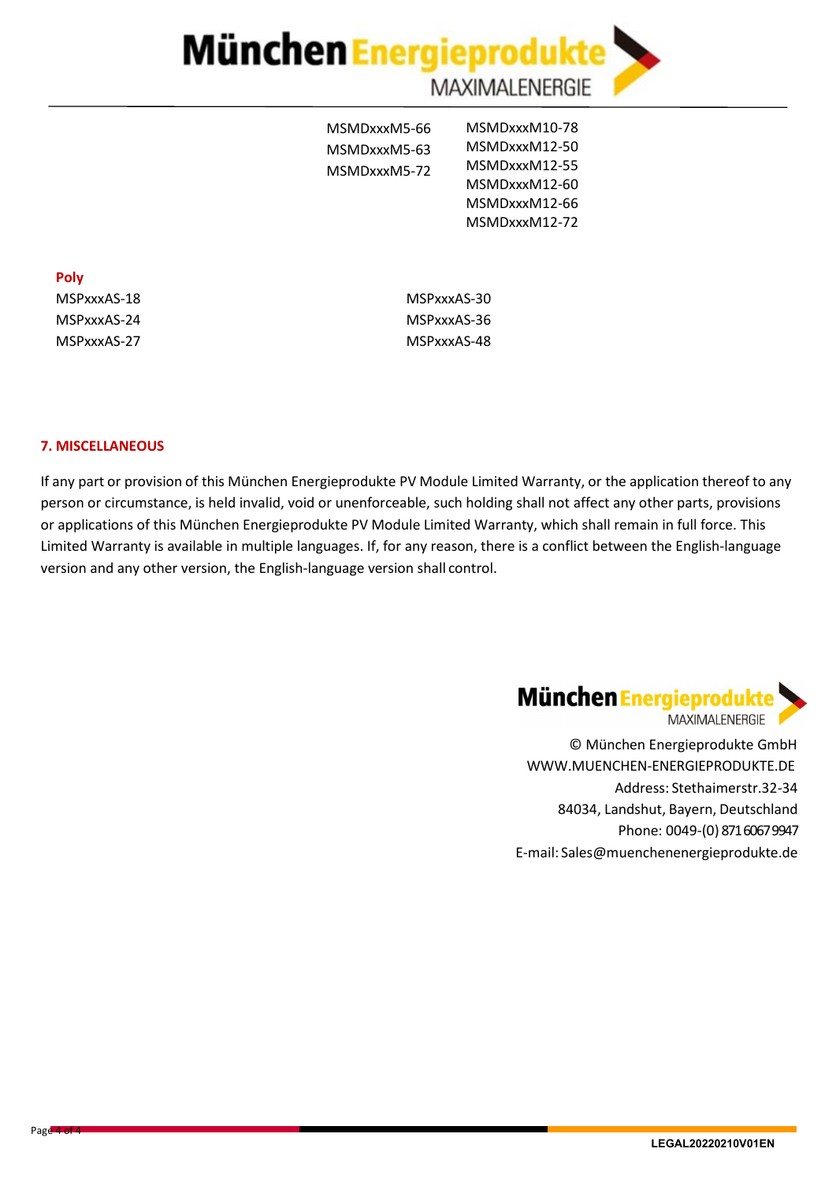MSMDxxxM5-66
MSMDxxxM5-63
MSMDxxxM5-72
MSMDxxxM10-78
MSMDxxxM12-50
MSMDxxxM12-55
MSMDxxxM12-60
MSMDxxxM12-66
MSMDxxxM12-72

**Poly**

MSPxxxAS-18
MSPxxxAS-24
MSPxxxAS-27
MSPxxxAS-30
MSPxxxAS-36
MSPxxxAS-48

## 7. MISCELLANEOUS

If any part or provision of this München Energieprodukte PV Module Limited Warranty, or the application thereof to any person or circumstance, is held invalid, void or unenforceable, such holding shall not affect any other parts, provisions or applications of this München Energieprodukte PV Module Limited Warranty, which shall remain in full force. This Limited Warranty is available in multiple languages. If, for any reason, there is a conflict between the English-language version and any other version, the English-language version shall control.

© München Energieprodukte GmbH
WWW.MUENCHEN-ENERGIEPRODUKTE.DE
Address: Stethaimerstr.32-34
84034, Landshut, Bayern, Deutschland
Phone: 0049-(0) 871 6067 9947
E-mail: Sales@muenchenenergieprodukte.de

LEGAL20220210V01EN